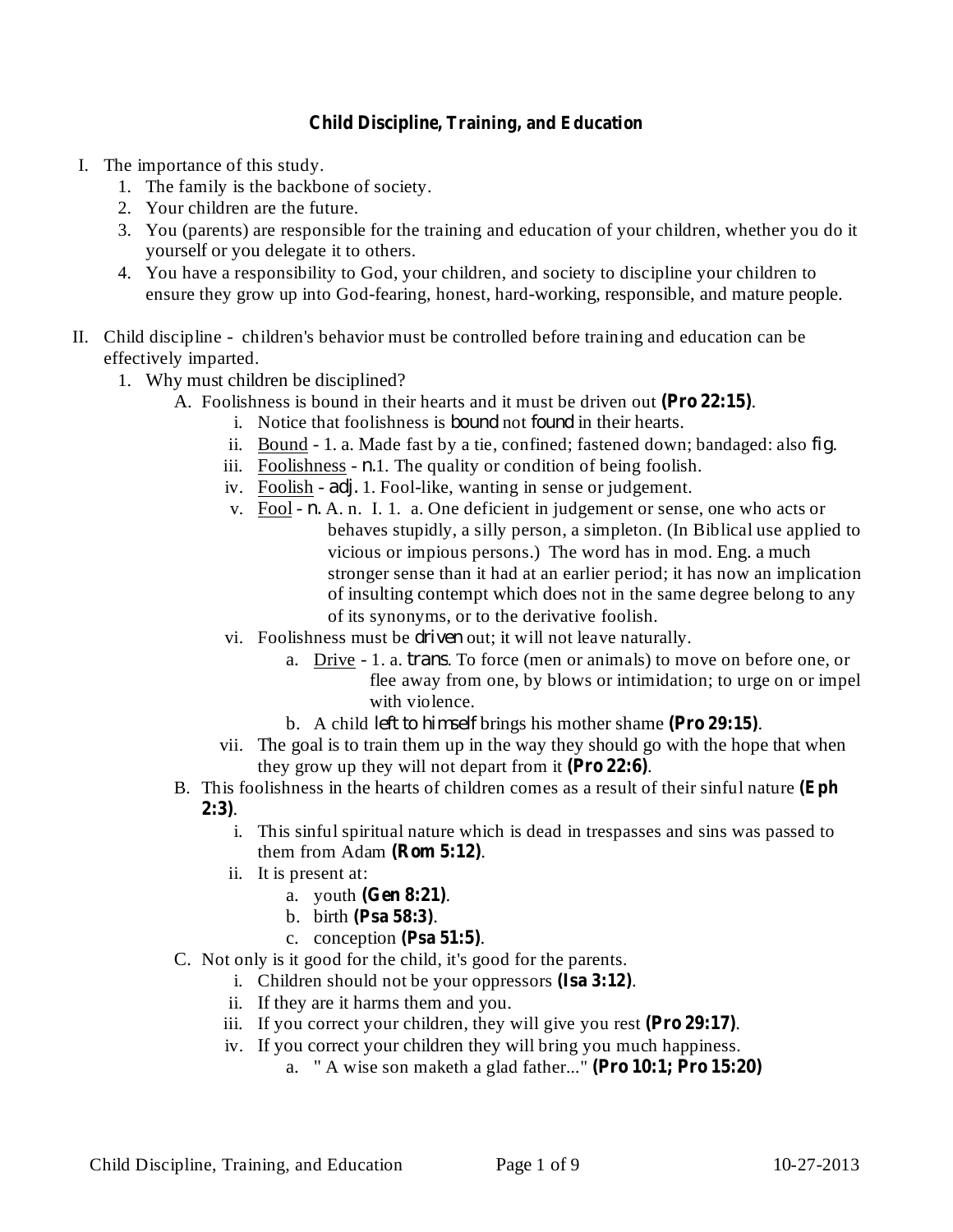# Child Discipline, Training, and Education

I. The importance of this study.
   1. The family is the backbone of society.
   2. Your children are the future.
   3. You (parents) are responsible for the training and education of your children, whether you do it yourself or you delegate it to others.
   4. You have a responsibility to God, your children, and society to discipline your children to ensure they grow up into God-fearing, honest, hard-working, responsible, and mature people.

II. Child discipline - children's behavior must be controlled before training and education can be effectively imparted.
   1. Why must children be disciplined?
      A. Foolishness is bound in their hearts and it must be driven out **(Pro 22:15)**.
         i. Notice that foolishness is *bound* not *found* in their hearts.
         ii. <u>Bound</u> - 1. a. Made fast by a tie, confined; fastened down; bandaged: also *fig*.
         iii. <u>Foolishness</u> - *n.*1. The quality or condition of being foolish.
         iv. <u>Foolish</u> - *adj.* 1. Fool-like, wanting in sense or judgement.
         v. <u>Fool</u> - *n.* A. n. I. 1. a. One deficient in judgement or sense, one who acts or behaves stupidly, a silly person, a simpleton. (In Biblical use applied to vicious or impious persons.) The word has in mod. Eng. a much stronger sense than it had at an earlier period; it has now an implication of insulting contempt which does not in the same degree belong to any of its synonyms, or to the derivative foolish.
         vi. Foolishness must be *driven* out; it will not leave naturally.
            a. <u>Drive</u> - 1. a. *trans*. To force (men or animals) to move on before one, or flee away from one, by blows or intimidation; to urge on or impel with violence.
            b. A child *left to himself* brings his mother shame **(Pro 29:15)**.
         vii. The goal is to train them up in the way they should go with the hope that when they grow up they will not depart from it **(Pro 22:6)**.
      B. This foolishness in the hearts of children comes as a result of their sinful nature **(Eph 2:3)**.
         i. This sinful spiritual nature which is dead in trespasses and sins was passed to them from Adam **(Rom 5:12)**.
         ii. It is present at:
            a. youth **(Gen 8:21)**.
            b. birth **(Psa 58:3)**.
            c. conception **(Psa 51:5)**.
      C. Not only is it good for the child, it's good for the parents.
         i. Children should not be your oppressors **(Isa 3:12)**.
         ii. If they are it harms them and you.
         iii. If you correct your children, they will give you rest **(Pro 29:17)**.
         iv. If you correct your children they will bring you much happiness.
            a. " A wise son maketh a glad father..." **(Pro 10:1; Pro 15:20)**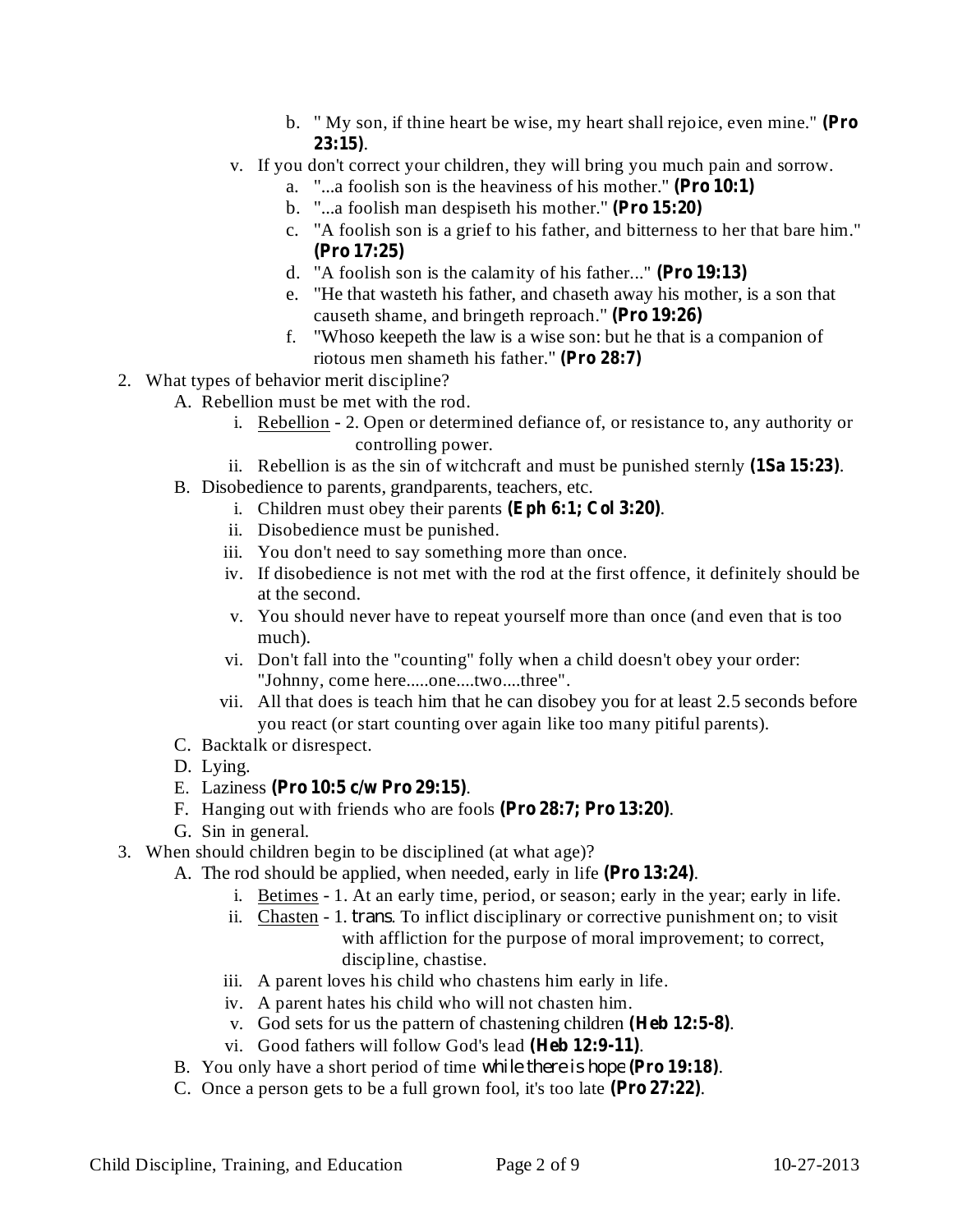b. " My son, if thine heart be wise, my heart shall rejoice, even mine." **(Pro 23:15)**.

  v. If you don't correct your children, they will bring you much pain and sorrow.
   a. "...a foolish son is the heaviness of his mother." **(Pro 10:1)**
   b. "...a foolish man despiseth his mother." **(Pro 15:20)**
   c. "A foolish son is a grief to his father, and bitterness to her that bare him." **(Pro 17:25)**
   d. "A foolish son is the calamity of his father..." **(Pro 19:13)**
   e. "He that wasteth his father, and chaseth away his mother, is a son that causeth shame, and bringeth reproach." **(Pro 19:26)**
   f. "Whoso keepeth the law is a wise son: but he that is a companion of riotous men shameth his father." **(Pro 28:7)**

2. What types of behavior merit discipline?
 A. Rebellion must be met with the rod.
  i. Rebellion - 2. Open or determined defiance of, or resistance to, any authority or controlling power.
  ii. Rebellion is as the sin of witchcraft and must be punished sternly **(1Sa 15:23)**.
 B. Disobedience to parents, grandparents, teachers, etc.
  i. Children must obey their parents **(Eph 6:1; Col 3:20)**.
  ii. Disobedience must be punished.
  iii. You don't need to say something more than once.
  iv. If disobedience is not met with the rod at the first offence, it definitely should be at the second.
  v. You should never have to repeat yourself more than once (and even that is too much).
  vi. Don't fall into the "counting" folly when a child doesn't obey your order: "Johnny, come here.....one....two....three".
  vii. All that does is teach him that he can disobey you for at least 2.5 seconds before you react (or start counting over again like too many pitiful parents).
 C. Backtalk or disrespect.
 D. Lying.
 E. Laziness **(Pro 10:5 c/w Pro 29:15)**.
 F. Hanging out with friends who are fools **(Pro 28:7; Pro 13:20)**.
 G. Sin in general.

3. When should children begin to be disciplined (at what age)?
 A. The rod should be applied, when needed, early in life **(Pro 13:24)**.
  i. Betimes - 1. At an early time, period, or season; early in the year; early in life.
  ii. Chasten - 1. *trans*. To inflict disciplinary or corrective punishment on; to visit with affliction for the purpose of moral improvement; to correct, discipline, chastise.
  iii. A parent loves his child who chastens him early in life.
  iv. A parent hates his child who will not chasten him.
  v. God sets for us the pattern of chastening children **(Heb 12:5-8)**.
  vi. Good fathers will follow God's lead **(Heb 12:9-11)**.
 B. You only have a short period of time *while there is hope* **(Pro 19:18)**.
 C. Once a person gets to be a full grown fool, it's too late **(Pro 27:22)**.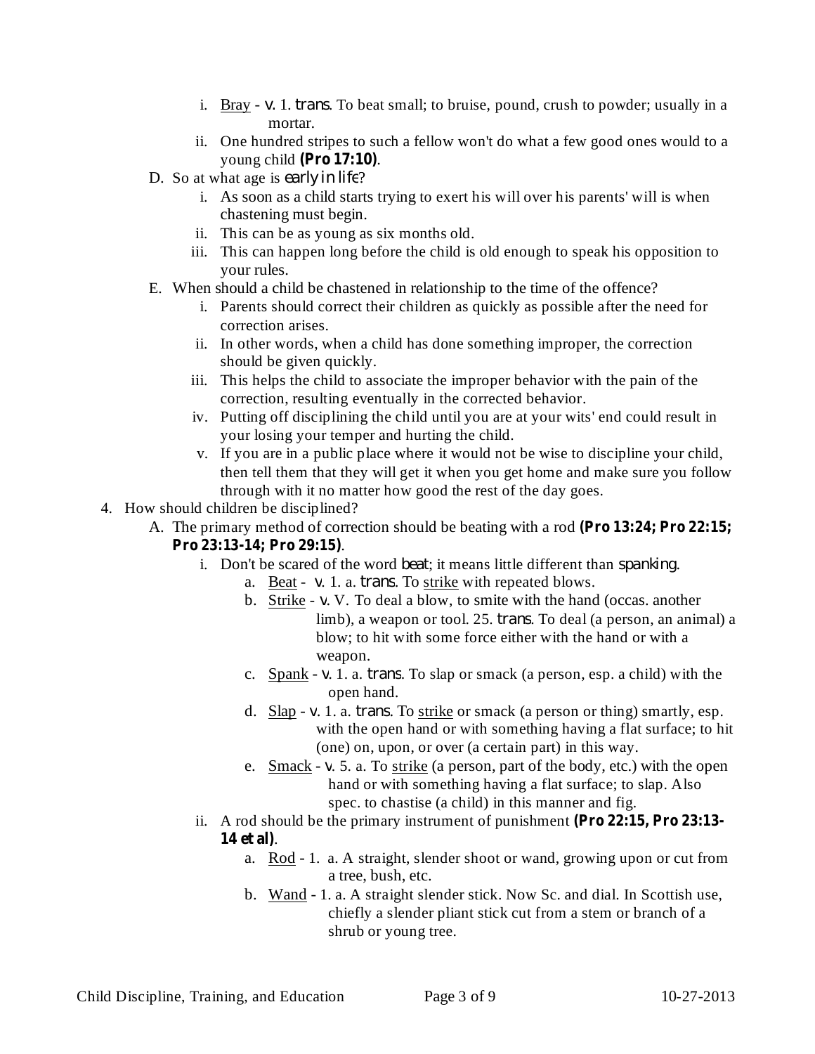i. Bray - *v.* 1. *trans.* To beat small; to bruise, pound, crush to powder; usually in a mortar.
ii. One hundred stripes to such a fellow won't do what a few good ones would to a young child **(Pro 17:10)**.

D. So at what age is *early in life*?
   i. As soon as a child starts trying to exert his will over his parents' will is when chastening must begin.
   ii. This can be as young as six months old.
   iii. This can happen long before the child is old enough to speak his opposition to your rules.

E. When should a child be chastened in relationship to the time of the offence?
   i. Parents should correct their children as quickly as possible after the need for correction arises.
   ii. In other words, when a child has done something improper, the correction should be given quickly.
   iii. This helps the child to associate the improper behavior with the pain of the correction, resulting eventually in the corrected behavior.
   iv. Putting off disciplining the child until you are at your wits' end could result in your losing your temper and hurting the child.
   v. If you are in a public place where it would not be wise to discipline your child, then tell them that they will get it when you get home and make sure you follow through with it no matter how good the rest of the day goes.

4. How should children be disciplined?
   A. The primary method of correction should be beating with a rod **(Pro 13:24; Pro 22:15; Pro 23:13-14; Pro 29:15)**.
      i. Don't be scared of the word *beat*; it means little different than *spanking*.
         a. Beat - *v.* 1. a. *trans.* To strike with repeated blows.
         b. Strike - *v.* V. To deal a blow, to smite with the hand (occas. another limb), a weapon or tool. 25. *trans.* To deal (a person, an animal) a blow; to hit with some force either with the hand or with a weapon.
         c. Spank - *v.* 1. a. *trans.* To slap or smack (a person, esp. a child) with the open hand.
         d. Slap - *v.* 1. a. *trans.* To strike or smack (a person or thing) smartly, esp. with the open hand or with something having a flat surface; to hit (one) on, upon, or over (a certain part) in this way.
         e. Smack - *v.* 5. a. To strike (a person, part of the body, etc.) with the open hand or with something having a flat surface; to slap. Also spec. to chastise (a child) in this manner and fig.
      ii. A rod should be the primary instrument of punishment **(Pro 22:15, Pro 23:13-14 et al)**.
         a. Rod - 1. a. A straight, slender shoot or wand, growing upon or cut from a tree, bush, etc.
         b. Wand - 1. a. A straight slender stick. Now Sc. and dial. In Scottish use, chiefly a slender pliant stick cut from a stem or branch of a shrub or young tree.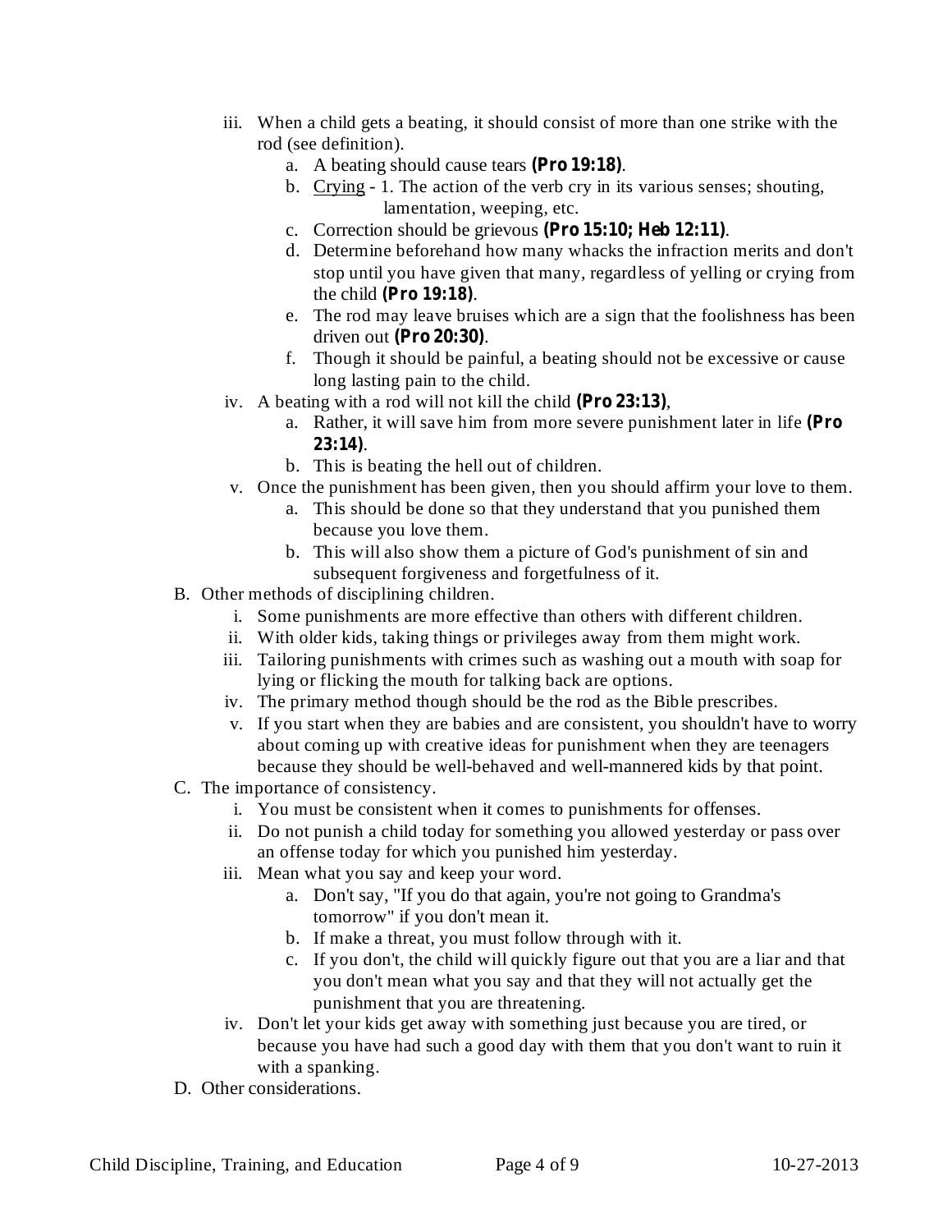iii. When a child gets a beating, it should consist of more than one strike with the rod (see definition).
      a. A beating should cause tears **(Pro 19:18)**.
      b. Crying - 1. The action of the verb cry in its various senses; shouting, lamentation, weeping, etc.
      c. Correction should be grievous **(Pro 15:10; Heb 12:11)**.
      d. Determine beforehand how many whacks the infraction merits and don't stop until you have given that many, regardless of yelling or crying from the child **(Pro 19:18)**.
      e. The rod may leave bruises which are a sign that the foolishness has been driven out **(Pro 20:30)**.
      f. Though it should be painful, a beating should not be excessive or cause long lasting pain to the child.
   iv. A beating with a rod will not kill the child **(Pro 23:13)**,
      a. Rather, it will save him from more severe punishment later in life **(Pro 23:14)**.
      b. This is beating the hell out of children.
   v. Once the punishment has been given, then you should affirm your love to them.
      a. This should be done so that they understand that you punished them because you love them.
      b. This will also show them a picture of God's punishment of sin and subsequent forgiveness and forgetfulness of it.

B. Other methods of disciplining children.
   i. Some punishments are more effective than others with different children.
   ii. With older kids, taking things or privileges away from them might work.
   iii. Tailoring punishments with crimes such as washing out a mouth with soap for lying or flicking the mouth for talking back are options.
   iv. The primary method though should be the rod as the Bible prescribes.
   v. If you start when they are babies and are consistent, you shouldn't have to worry about coming up with creative ideas for punishment when they are teenagers because they should be well-behaved and well-mannered kids by that point.

C. The importance of consistency.
   i. You must be consistent when it comes to punishments for offenses.
   ii. Do not punish a child today for something you allowed yesterday or pass over an offense today for which you punished him yesterday.
   iii. Mean what you say and keep your word.
      a. Don't say, "If you do that again, you're not going to Grandma's tomorrow" if you don't mean it.
      b. If make a threat, you must follow through with it.
      c. If you don't, the child will quickly figure out that you are a liar and that you don't mean what you say and that they will not actually get the punishment that you are threatening.
   iv. Don't let your kids get away with something just because you are tired, or because you have had such a good day with them that you don't want to ruin it with a spanking.

D. Other considerations.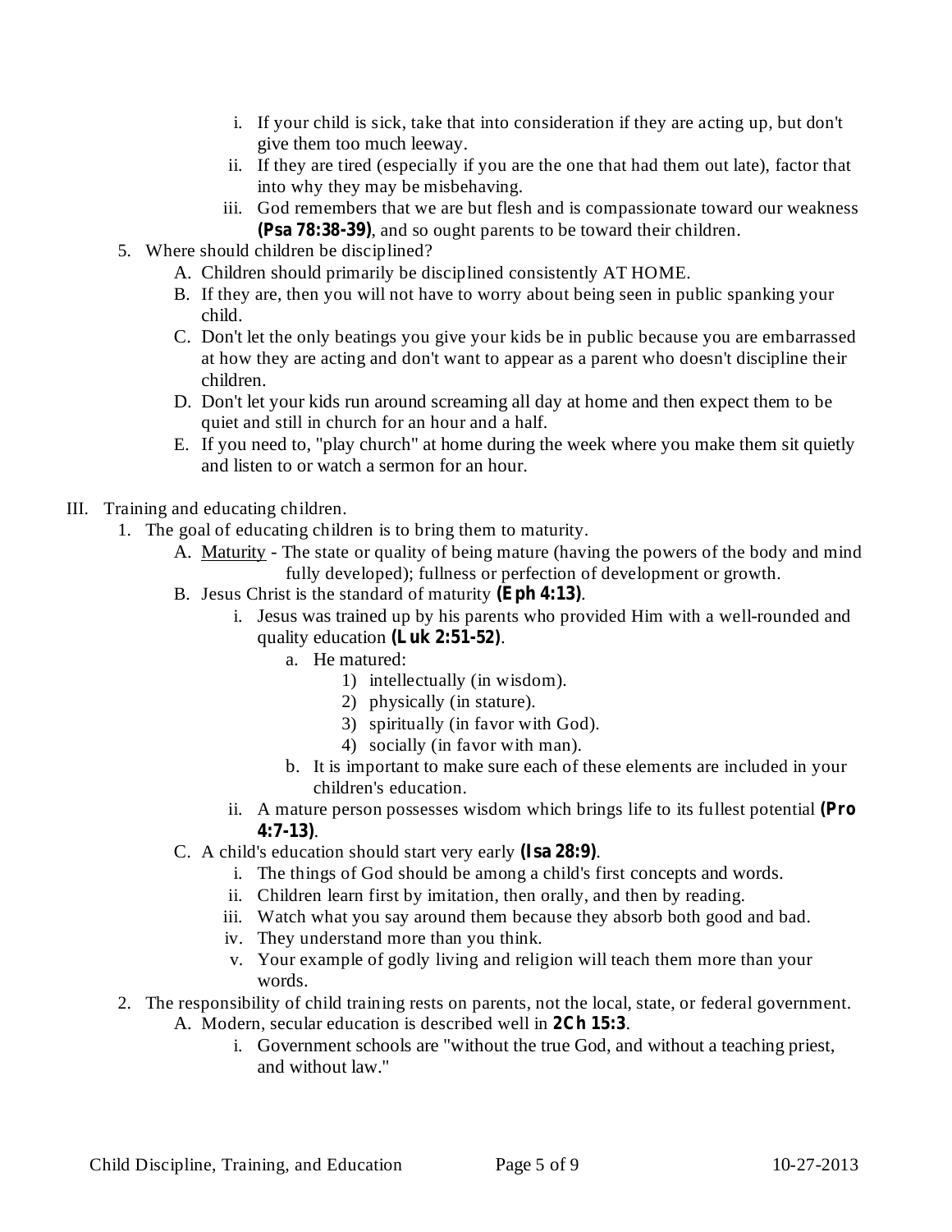- i. If your child is sick, take that into consideration if they are acting up, but don't give them too much leeway.
   - ii. If they are tired (especially if you are the one that had them out late), factor that into why they may be misbehaving.
   - iii. God remembers that we are but flesh and is compassionate toward our weakness **(Psa 78:38-39)**, and so ought parents to be toward their children.

5. Where should children be disciplined?
   - A. Children should primarily be disciplined consistently AT HOME.
   - B. If they are, then you will not have to worry about being seen in public spanking your child.
   - C. Don't let the only beatings you give your kids be in public because you are embarrassed at how they are acting and don't want to appear as a parent who doesn't discipline their children.
   - D. Don't let your kids run around screaming all day at home and then expect them to be quiet and still in church for an hour and a half.
   - E. If you need to, "play church" at home during the week where you make them sit quietly and listen to or watch a sermon for an hour.

III. Training and educating children.

1. The goal of educating children is to bring them to maturity.
   - A. <u>Maturity</u> - The state or quality of being mature (having the powers of the body and mind fully developed); fullness or perfection of development or growth.
   - B. Jesus Christ is the standard of maturity **(Eph 4:13)**.
     - i. Jesus was trained up by his parents who provided Him with a well-rounded and quality education **(Luk 2:51-52)**.
       - a. He matured:
         - 1) intellectually (in wisdom).
         - 2) physically (in stature).
         - 3) spiritually (in favor with God).
         - 4) socially (in favor with man).
       - b. It is important to make sure each of these elements are included in your children's education.
     - ii. A mature person possesses wisdom which brings life to its fullest potential **(Pro 4:7-13)**.
   - C. A child's education should start very early **(Isa 28:9)**.
     - i. The things of God should be among a child's first concepts and words.
     - ii. Children learn first by imitation, then orally, and then by reading.
     - iii. Watch what you say around them because they absorb both good and bad.
     - iv. They understand more than you think.
     - v. Your example of godly living and religion will teach them more than your words.

2. The responsibility of child training rests on parents, not the local, state, or federal government.
   - A. Modern, secular education is described well in **2Ch 15:3**.
     - i. Government schools are "without the true God, and without a teaching priest, and without law."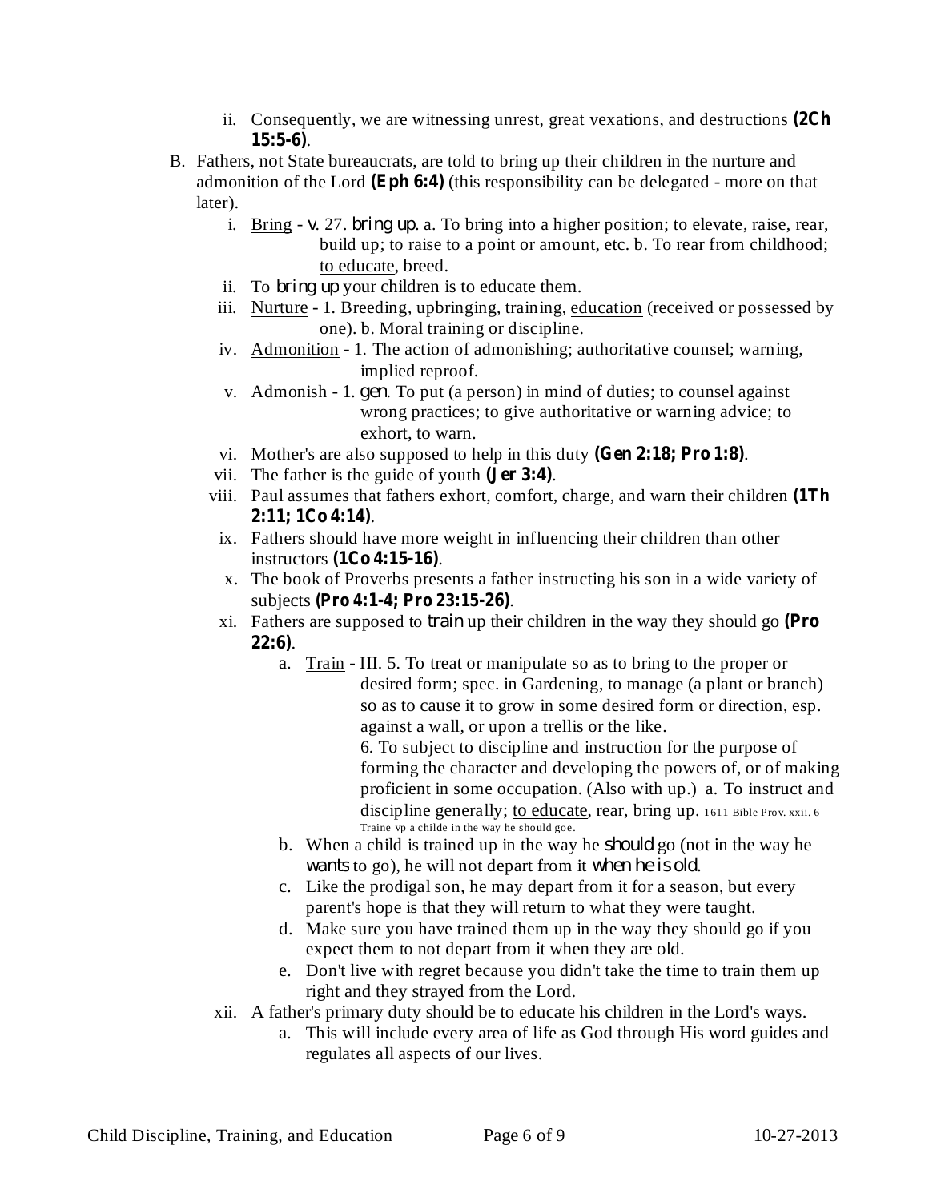ii. Consequently, we are witnessing unrest, great vexations, and destructions **(2Ch 15:5-6)**.

B. Fathers, not State bureaucrats, are told to bring up their children in the nurture and admonition of the Lord **(Eph 6:4)** (this responsibility can be delegated - more on that later).

   i. <u>Bring</u> - *v*. 27. *bring up*. a. To bring into a higher position; to elevate, raise, rear, build up; to raise to a point or amount, etc. b. To rear from childhood; <u>to educate</u>, breed.

   ii. To *bring up* your children is to educate them.

   iii. <u>Nurture</u> - 1. Breeding, upbringing, training, <u>education</u> (received or possessed by one). b. Moral training or discipline.

   iv. <u>Admonition</u> - 1. The action of admonishing; authoritative counsel; warning, implied reproof.

   v. <u>Admonish</u> - 1. *gen*. To put (a person) in mind of duties; to counsel against wrong practices; to give authoritative or warning advice; to exhort, to warn.

   vi. Mother's are also supposed to help in this duty **(Gen 2:18; Pro 1:8)**.

   vii. The father is the guide of youth **(Jer 3:4)**.

   viii. Paul assumes that fathers exhort, comfort, charge, and warn their children **(1Th 2:11; 1Co 4:14)**.

   ix. Fathers should have more weight in influencing their children than other instructors **(1Co 4:15-16)**.

   x. The book of Proverbs presents a father instructing his son in a wide variety of subjects **(Pro 4:1-4; Pro 23:15-26)**.

   xi. Fathers are supposed to *train* up their children in the way they should go **(Pro 22:6)**.

      a. <u>Train</u> - III. 5. To treat or manipulate so as to bring to the proper or desired form; spec. in Gardening, to manage (a plant or branch) so as to cause it to grow in some desired form or direction, esp. against a wall, or upon a trellis or the like.
      6. To subject to discipline and instruction for the purpose of forming the character and developing the powers of, or of making proficient in some occupation. (Also with up.) a. To instruct and discipline generally; <u>to educate</u>, rear, bring up. 1611 Bible Prov. xxii. 6 Traine vp a childe in the way he should goe.

      b. When a child is trained up in the way he *should* go (not in the way he *wants* to go), he will not depart from it *when he is old*.

      c. Like the prodigal son, he may depart from it for a season, but every parent's hope is that they will return to what they were taught.

      d. Make sure you have trained them up in the way they should go if you expect them to not depart from it when they are old.

      e. Don't live with regret because you didn't take the time to train them up right and they strayed from the Lord.

   xii. A father's primary duty should be to educate his children in the Lord's ways.

      a. This will include every area of life as God through His word guides and regulates all aspects of our lives.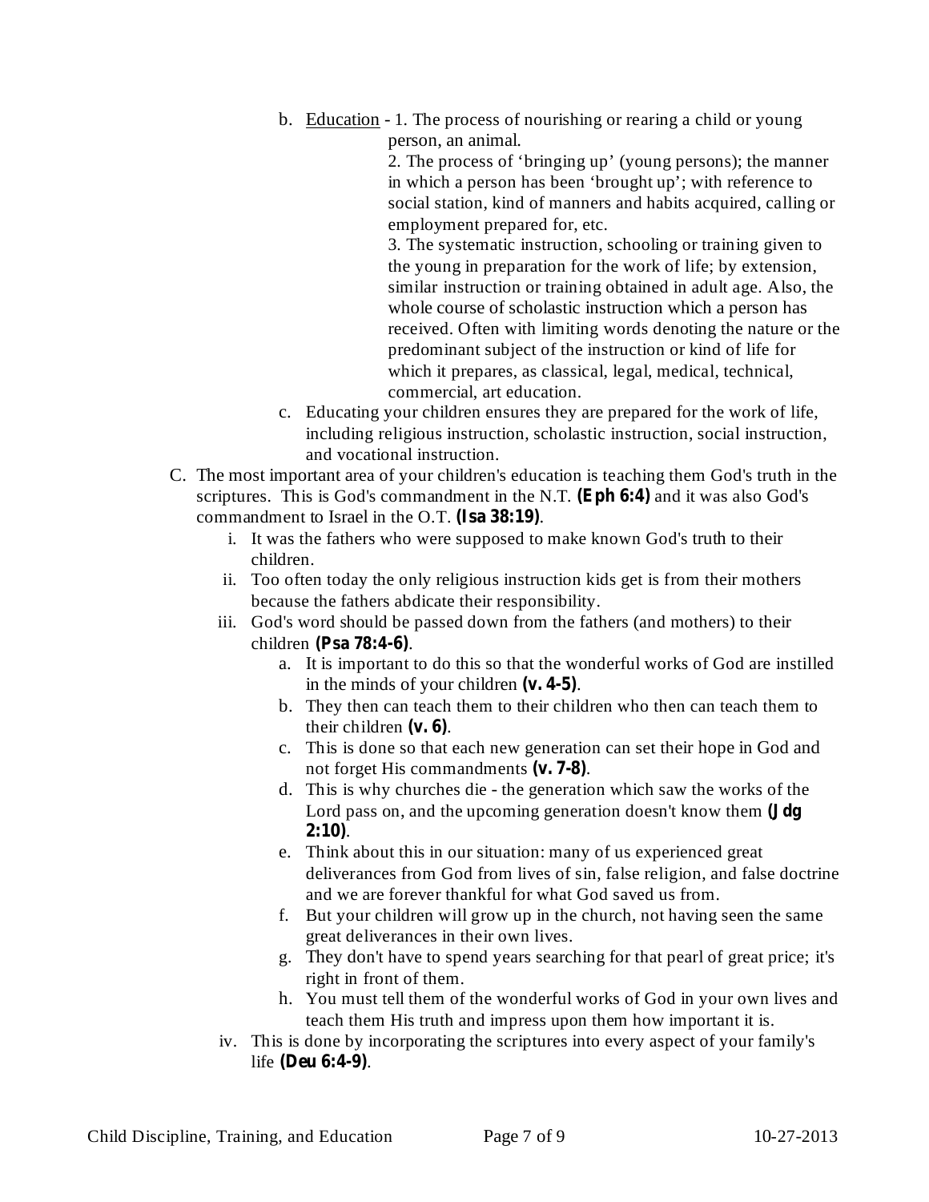b. <u>Education</u> - 1. The process of nourishing or rearing a child or young person, an animal.
   2. The process of 'bringing up' (young persons); the manner in which a person has been 'brought up'; with reference to social station, kind of manners and habits acquired, calling or employment prepared for, etc.
   3. The systematic instruction, schooling or training given to the young in preparation for the work of life; by extension, similar instruction or training obtained in adult age. Also, the whole course of scholastic instruction which a person has received. Often with limiting words denoting the nature or the predominant subject of the instruction or kind of life for which it prepares, as classical, legal, medical, technical, commercial, art education.

c. Educating your children ensures they are prepared for the work of life, including religious instruction, scholastic instruction, social instruction, and vocational instruction.

C. The most important area of your children's education is teaching them God's truth in the scriptures. This is God's commandment in the N.T. **(Eph 6:4)** and it was also God's commandment to Israel in the O.T. **(Isa 38:19)**.
   i. It was the fathers who were supposed to make known God's truth to their children.
   ii. Too often today the only religious instruction kids get is from their mothers because the fathers abdicate their responsibility.
   iii. God's word should be passed down from the fathers (and mothers) to their children **(Psa 78:4-6)**.
      a. It is important to do this so that the wonderful works of God are instilled in the minds of your children **(v. 4-5)**.
      b. They then can teach them to their children who then can teach them to their children **(v. 6)**.
      c. This is done so that each new generation can set their hope in God and not forget His commandments **(v. 7-8)**.
      d. This is why churches die - the generation which saw the works of the Lord pass on, and the upcoming generation doesn't know them **(Jdg 2:10)**.
      e. Think about this in our situation: many of us experienced great deliverances from God from lives of sin, false religion, and false doctrine and we are forever thankful for what God saved us from.
      f. But your children will grow up in the church, not having seen the same great deliverances in their own lives.
      g. They don't have to spend years searching for that pearl of great price; it's right in front of them.
      h. You must tell them of the wonderful works of God in your own lives and teach them His truth and impress upon them how important it is.
   iv. This is done by incorporating the scriptures into every aspect of your family's life **(Deu 6:4-9)**.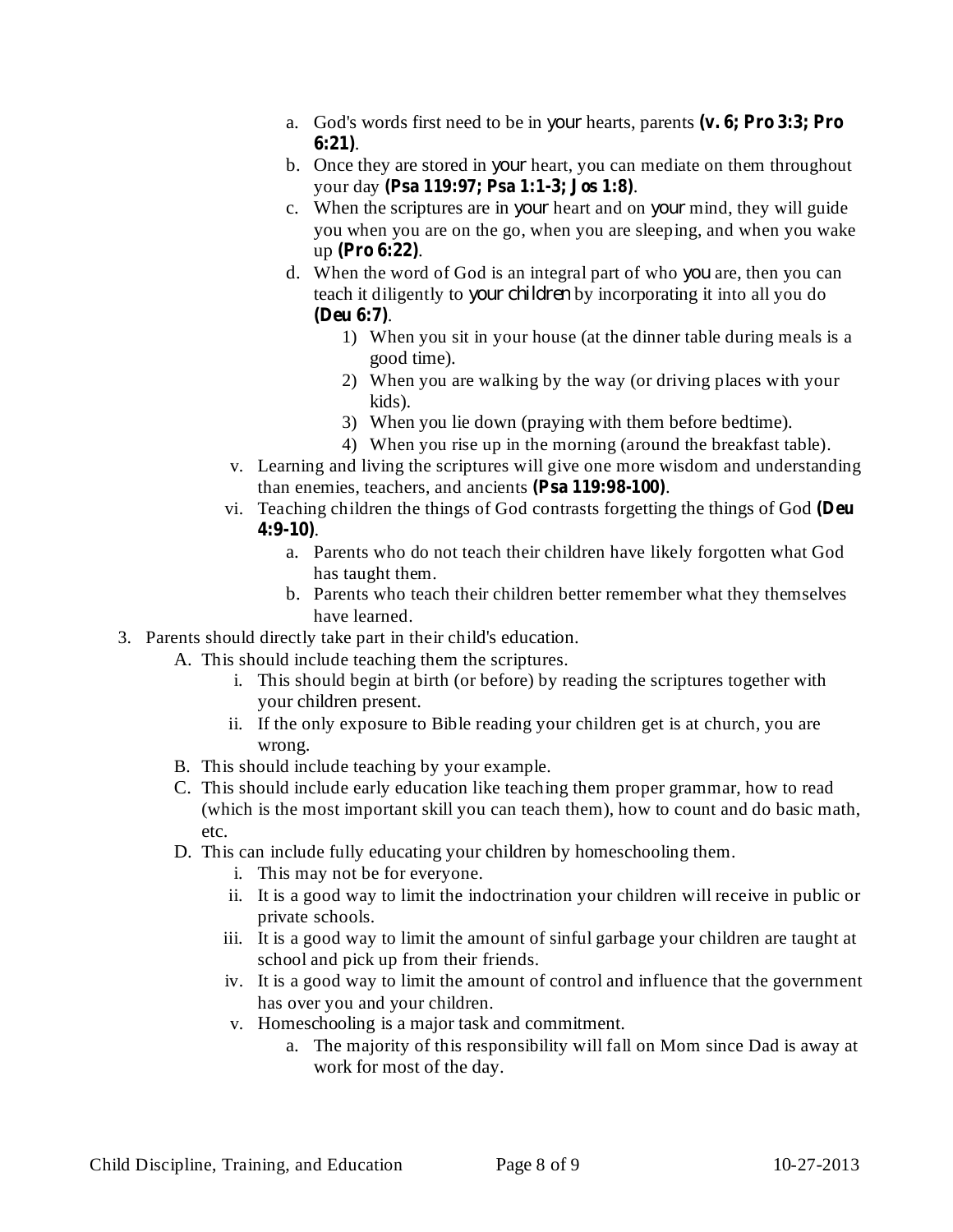a. God's words first need to be in *your* hearts, parents **(v. 6; Pro 3:3; Pro 6:21)**.
b. Once they are stored in *your* heart, you can mediate on them throughout your day **(Psa 119:97; Psa 1:1-3; Jos 1:8)**.
c. When the scriptures are in *your* heart and on *your* mind, they will guide you when you are on the go, when you are sleeping, and when you wake up **(Pro 6:22)**.
d. When the word of God is an integral part of who *you* are, then you can teach it diligently to *your children* by incorporating it into all you do **(Deu 6:7)**.
    1) When you sit in your house (at the dinner table during meals is a good time).
    2) When you are walking by the way (or driving places with your kids).
    3) When you lie down (praying with them before bedtime).
    4) When you rise up in the morning (around the breakfast table).

v. Learning and living the scriptures will give one more wisdom and understanding than enemies, teachers, and ancients **(Psa 119:98-100)**.

vi. Teaching children the things of God contrasts forgetting the things of God **(Deu 4:9-10)**.
    a. Parents who do not teach their children have likely forgotten what God has taught them.
    b. Parents who teach their children better remember what they themselves have learned.

3. Parents should directly take part in their child's education.
    A. This should include teaching them the scriptures.
        i. This should begin at birth (or before) by reading the scriptures together with your children present.
        ii. If the only exposure to Bible reading your children get is at church, you are wrong.
    B. This should include teaching by your example.
    C. This should include early education like teaching them proper grammar, how to read (which is the most important skill you can teach them), how to count and do basic math, etc.
    D. This can include fully educating your children by homeschooling them.
        i. This may not be for everyone.
        ii. It is a good way to limit the indoctrination your children will receive in public or private schools.
        iii. It is a good way to limit the amount of sinful garbage your children are taught at school and pick up from their friends.
        iv. It is a good way to limit the amount of control and influence that the government has over you and your children.
        v. Homeschooling is a major task and commitment.
            a. The majority of this responsibility will fall on Mom since Dad is away at work for most of the day.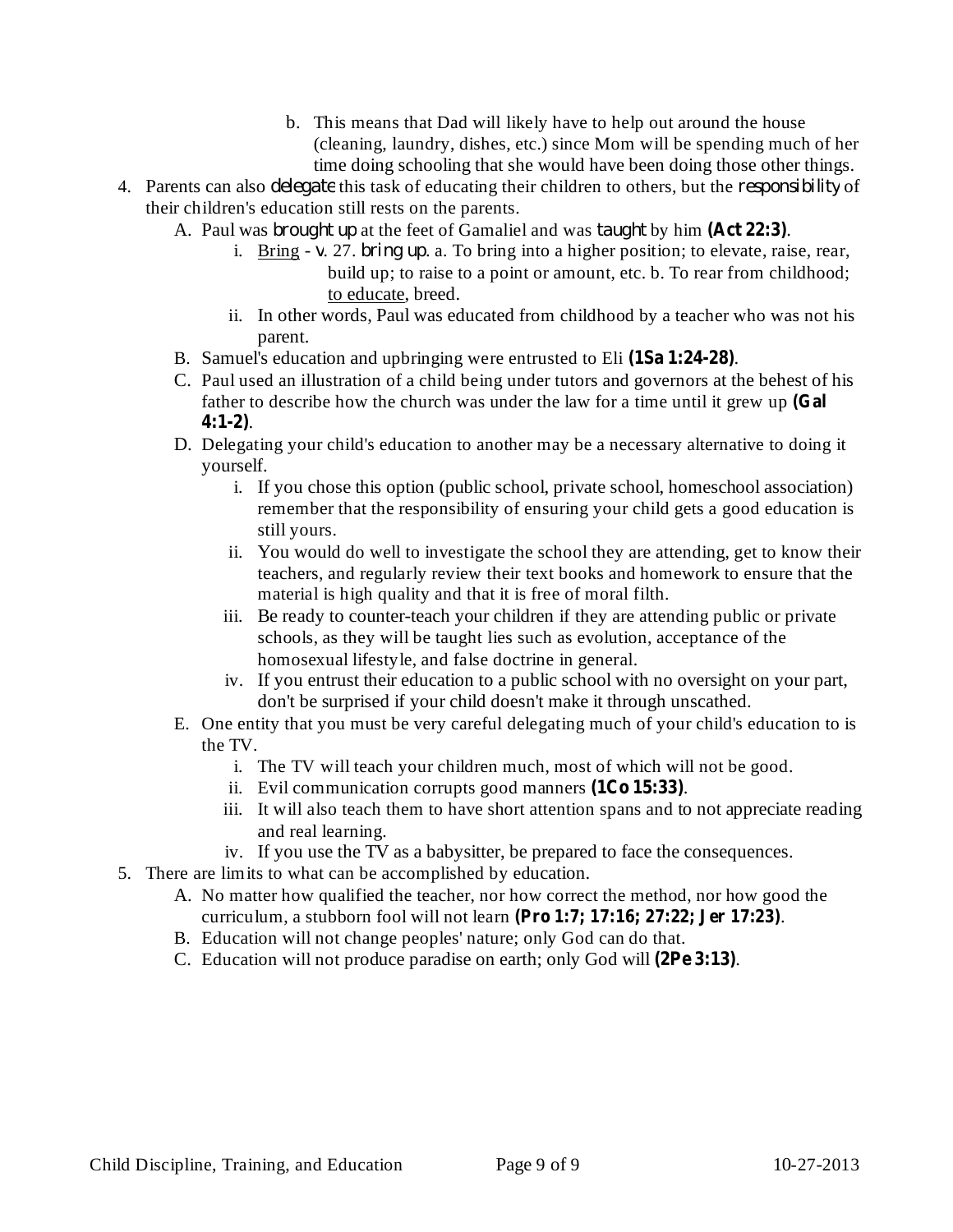b. This means that Dad will likely have to help out around the house (cleaning, laundry, dishes, etc.) since Mom will be spending much of her time doing schooling that she would have been doing those other things.

4. Parents can also *delegate* this task of educating their children to others, but the *responsibility* of their children's education still rests on the parents.
   A. Paul was *brought up* at the feet of Gamaliel and was *taught* by him **(Act 22:3)**.
      i. Bring - *v.* 27. *bring up*. a. To bring into a higher position; to elevate, raise, rear, build up; to raise to a point or amount, etc. b. To rear from childhood; to educate, breed.
      ii. In other words, Paul was educated from childhood by a teacher who was not his parent.
   B. Samuel's education and upbringing were entrusted to Eli **(1Sa 1:24-28)**.
   C. Paul used an illustration of a child being under tutors and governors at the behest of his father to describe how the church was under the law for a time until it grew up **(Gal 4:1-2)**.
   D. Delegating your child's education to another may be a necessary alternative to doing it yourself.
      i. If you chose this option (public school, private school, homeschool association) remember that the responsibility of ensuring your child gets a good education is still yours.
      ii. You would do well to investigate the school they are attending, get to know their teachers, and regularly review their text books and homework to ensure that the material is high quality and that it is free of moral filth.
      iii. Be ready to counter-teach your children if they are attending public or private schools, as they will be taught lies such as evolution, acceptance of the homosexual lifestyle, and false doctrine in general.
      iv. If you entrust their education to a public school with no oversight on your part, don't be surprised if your child doesn't make it through unscathed.
   E. One entity that you must be very careful delegating much of your child's education to is the TV.
      i. The TV will teach your children much, most of which will not be good.
      ii. Evil communication corrupts good manners **(1Co 15:33)**.
      iii. It will also teach them to have short attention spans and to not appreciate reading and real learning.
      iv. If you use the TV as a babysitter, be prepared to face the consequences.

5. There are limits to what can be accomplished by education.
   A. No matter how qualified the teacher, nor how correct the method, nor how good the curriculum, a stubborn fool will not learn **(Pro 1:7; 17:16; 27:22; Jer 17:23)**.
   B. Education will not change peoples' nature; only God can do that.
   C. Education will not produce paradise on earth; only God will **(2Pe 3:13)**.